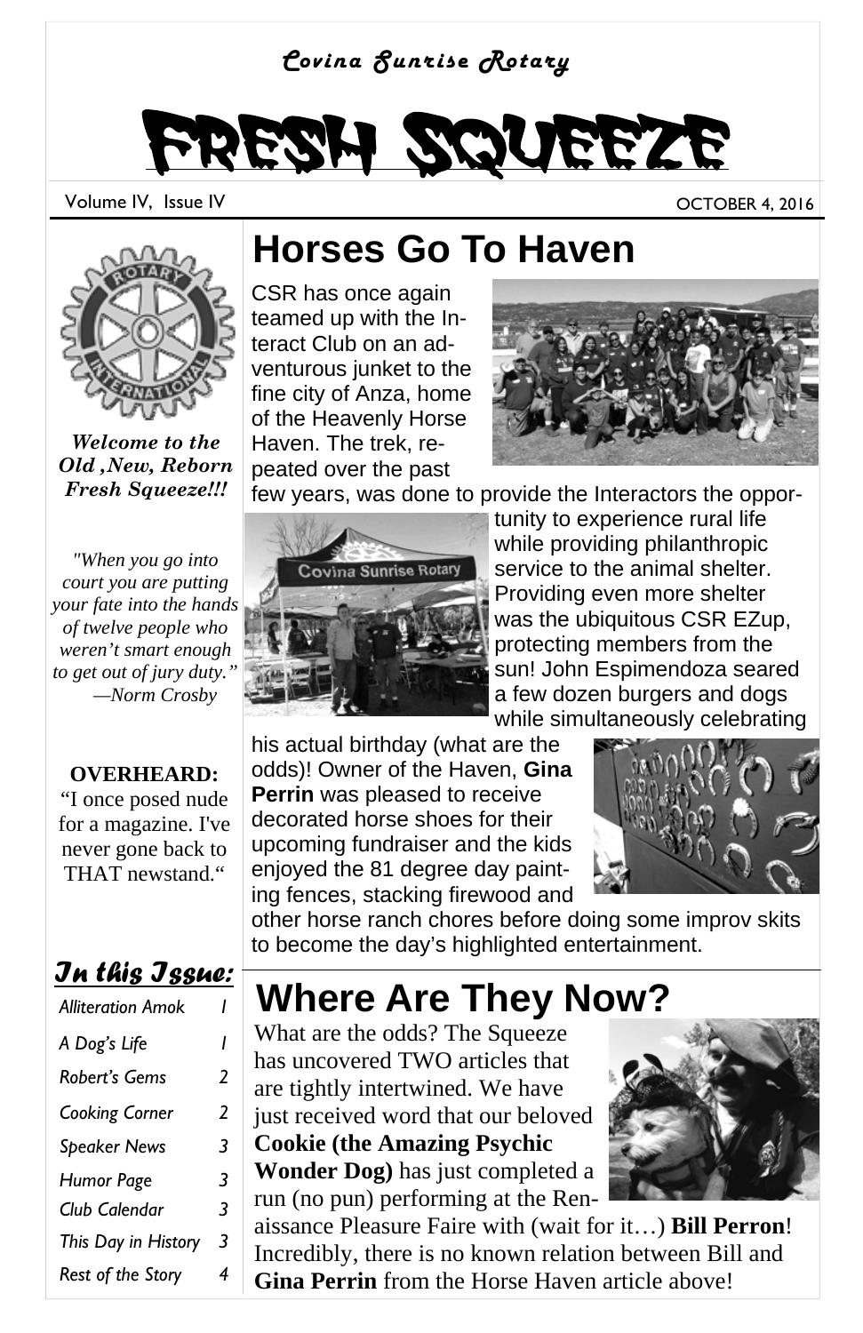*Covina Sunrise Rotary*

# FRESH SQUEEZE

Volume IV, Issue IV — OCTOBER 4, 2016

***Welcome to the Old ,New, Reborn Fresh Squeeze!!!***

*"When you go into court you are putting your fate into the hands of twelve people who weren't smart enough to get out of jury duty." —Norm Crosby*

**OVERHEARD:**
"I once posed nude for a magazine. I've never gone back to THAT newstand."

## In this Issue:

| | |
|---|---|
| Alliteration Amok | 1 |
| A Dog's Life | 1 |
| Robert's Gems | 2 |
| Cooking Corner | 2 |
| Speaker News | 3 |
| Humor Page | 3 |
| Club Calendar | 3 |
| This Day in History | 3 |
| Rest of the Story | 4 |

## Horses Go To Haven

CSR has once again teamed up with the Interact Club on an adventurous junket to the fine city of Anza, home of the Heavenly Horse Haven. The trek, repeated over the past few years, was done to provide the Interactors the opportunity to experience rural life while providing philanthropic service to the animal shelter. Providing even more shelter was the ubiquitous CSR EZup, protecting members from the sun! John Espimendoza seared a few dozen burgers and dogs while simultaneously celebrating his actual birthday (what are the odds)! Owner of the Haven, **Gina Perrin** was pleased to receive decorated horse shoes for their upcoming fundraiser and the kids enjoyed the 81 degree day painting fences, stacking firewood and other horse ranch chores before doing some improv skits to become the day's highlighted entertainment.

## Where Are They Now?

What are the odds? The Squeeze has uncovered TWO articles that are tightly intertwined. We have just received word that our beloved **Cookie (the Amazing Psychic Wonder Dog)** has just completed a run (no pun) performing at the Renaissance Pleasure Faire with (wait for it…) **Bill Perron**! Incredibly, there is no known relation between Bill and **Gina Perrin** from the Horse Haven article above!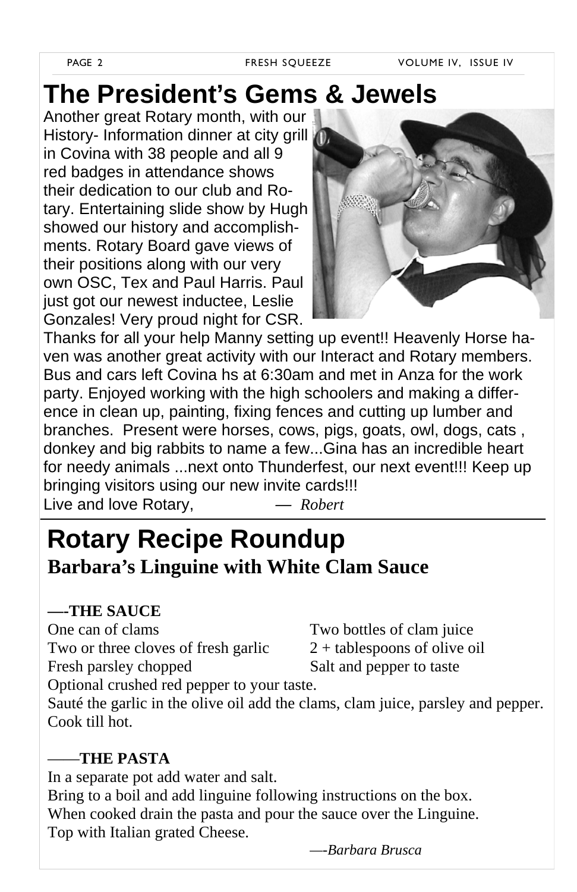# The President's Gems & Jewels

Another great Rotary month, with our History- Information dinner at city grill in Covina with 38 people and all 9 red badges in attendance shows their dedication to our club and Rotary. Entertaining slide show by Hugh showed our history and accomplishments. Rotary Board gave views of their positions along with our very own OSC, Tex and Paul Harris. Paul just got our newest inductee, Leslie Gonzales! Very proud night for CSR. Thanks for all your help Manny setting up event!! Heavenly Horse haven was another great activity with our Interact and Rotary members. Bus and cars left Covina hs at 6:30am and met in Anza for the work party. Enjoyed working with the high schoolers and making a difference in clean up, painting, fixing fences and cutting up lumber and branches. Present were horses, cows, pigs, goats, owl, dogs, cats , donkey and big rabbits to name a few...Gina has an incredible heart for needy animals ...next onto Thunderfest, our next event!!! Keep up bringing visitors using our new invite cards!!!

Live and love Rotary, — *Robert*

# Rotary Recipe Roundup

## Barbara's Linguine with White Clam Sauce

**—-THE SAUCE**

One can of clams
Two or three cloves of fresh garlic
Fresh parsley chopped
Two bottles of clam juice
2 + tablespoons of olive oil
Salt and pepper to taste
Optional crushed red pepper to your taste.

Sauté the garlic in the olive oil add the clams, clam juice, parsley and pepper. Cook till hot.

——**THE PASTA**

In a separate pot add water and salt.
Bring to a boil and add linguine following instructions on the box.
When cooked drain the pasta and pour the sauce over the Linguine.
Top with Italian grated Cheese.

—-*Barbara Brusca*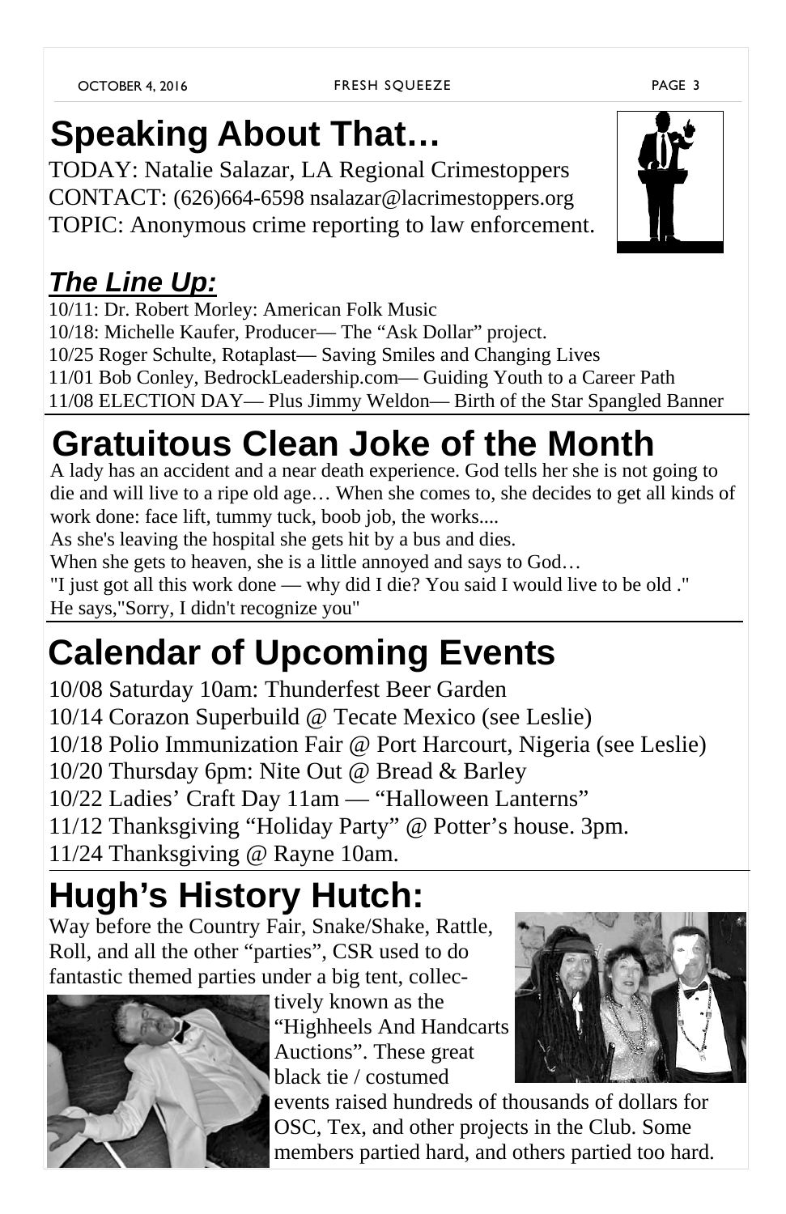# Speaking About That…

TODAY: Natalie Salazar, LA Regional Crimestoppers
CONTACT: (626)664-6598 nsalazar@lacrimestoppers.org
TOPIC: Anonymous crime reporting to law enforcement.

## *The Line Up:*

10/11: Dr. Robert Morley: American Folk Music
10/18: Michelle Kaufer, Producer— The "Ask Dollar" project.
10/25 Roger Schulte, Rotaplast— Saving Smiles and Changing Lives
11/01 Bob Conley, BedrockLeadership.com— Guiding Youth to a Career Path
11/08 ELECTION DAY— Plus Jimmy Weldon— Birth of the Star Spangled Banner

# Gratuitous Clean Joke of the Month

A lady has an accident and a near death experience. God tells her she is not going to die and will live to a ripe old age… When she comes to, she decides to get all kinds of work done: face lift, tummy tuck, boob job, the works....
As she's leaving the hospital she gets hit by a bus and dies.
When she gets to heaven, she is a little annoyed and says to God…
"I just got all this work done — why did I die? You said I would live to be old ."
He says,"Sorry, I didn't recognize you"

# Calendar of Upcoming Events

10/08 Saturday 10am: Thunderfest Beer Garden
10/14 Corazon Superbuild @ Tecate Mexico (see Leslie)
10/18 Polio Immunization Fair @ Port Harcourt, Nigeria (see Leslie)
10/20 Thursday 6pm: Nite Out @ Bread & Barley
10/22 Ladies' Craft Day 11am — "Halloween Lanterns"
11/12 Thanksgiving "Holiday Party" @ Potter's house. 3pm.
11/24 Thanksgiving @ Rayne 10am.

# Hugh's History Hutch:

Way before the Country Fair, Snake/Shake, Rattle, Roll, and all the other "parties", CSR used to do fantastic themed parties under a big tent, collectively known as the "Highheels And Handcarts Auctions". These great black tie / costumed events raised hundreds of thousands of dollars for OSC, Tex, and other projects in the Club. Some members partied hard, and others partied too hard.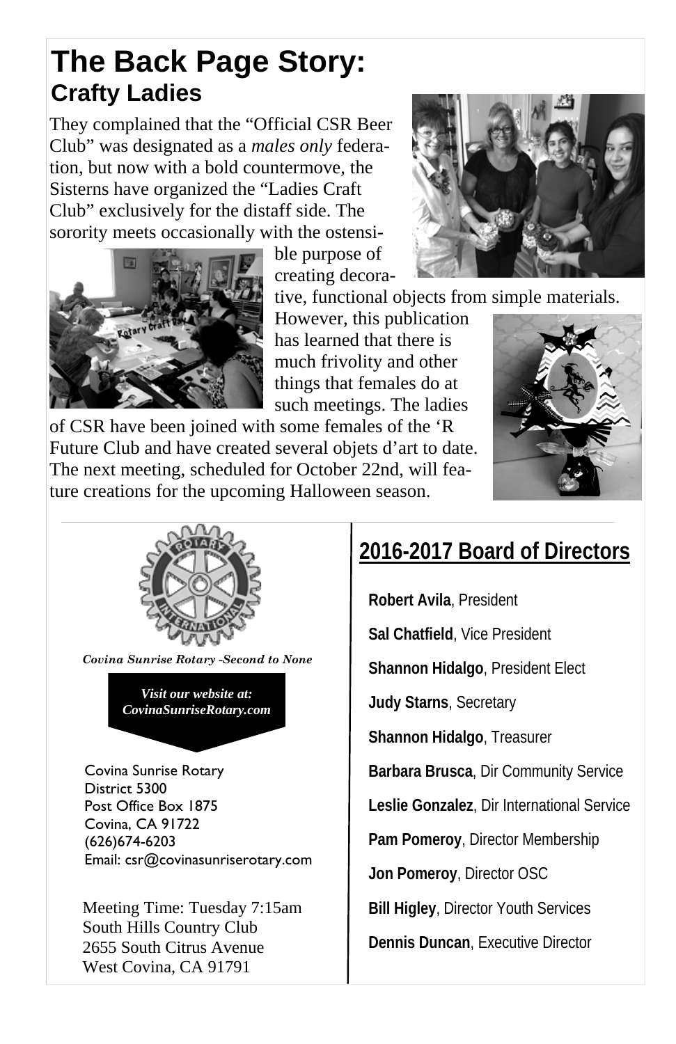# The Back Page Story:

## Crafty Ladies

They complained that the "Official CSR Beer Club" was designated as a *males only* federation, but now with a bold countermove, the Sisterns have organized the "Ladies Craft Club" exclusively for the distaff side. The sorority meets occasionally with the ostensible purpose of creating decorative, functional objects from simple materials. However, this publication has learned that there is much frivolity and other things that females do at such meetings. The ladies of CSR have been joined with some females of the 'R Future Club and have created several objets d'art to date. The next meeting, scheduled for October 22nd, will feature creations for the upcoming Halloween season.

*Covina Sunrise Rotary -Second to None*

***Visit our website at: CovinaSunriseRotary.com***

Covina Sunrise Rotary
District 5300
Post Office Box 1875
Covina, CA 91722
(626)674-6203
Email: csr@covinasunriserotary.com

Meeting Time: Tuesday 7:15am
South Hills Country Club
2655 South Citrus Avenue
West Covina, CA 91791

## 2016-2017 Board of Directors

**Robert Avila**, President

**Sal Chatfield**, Vice President

**Shannon Hidalgo**, President Elect

**Judy Starns**, Secretary

**Shannon Hidalgo**, Treasurer

**Barbara Brusca**, Dir Community Service

**Leslie Gonzalez**, Dir International Service

**Pam Pomeroy**, Director Membership

**Jon Pomeroy**, Director OSC

**Bill Higley**, Director Youth Services

**Dennis Duncan**, Executive Director